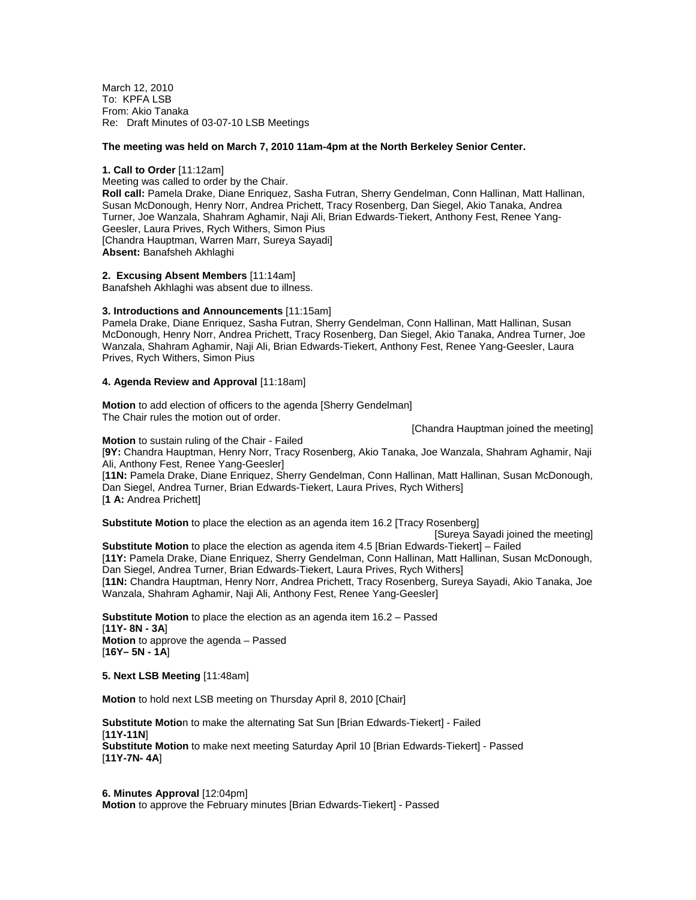March 12, 2010
To: KPFA LSB
From: Akio Tanaka
Re: Draft Minutes of 03-07-10 LSB Meetings

**The meeting was held on March 7, 2010 11am-4pm at the North Berkeley Senior Center.**

**1. Call to Order** [11:12am]
Meeting was called to order by the Chair.
**Roll call:** Pamela Drake, Diane Enriquez, Sasha Futran, Sherry Gendelman, Conn Hallinan, Matt Hallinan, Susan McDonough, Henry Norr, Andrea Prichett, Tracy Rosenberg, Dan Siegel, Akio Tanaka, Andrea Turner, Joe Wanzala, Shahram Aghamir, Naji Ali, Brian Edwards-Tiekert, Anthony Fest, Renee Yang-Geesler, Laura Prives, Rych Withers, Simon Pius
[Chandra Hauptman, Warren Marr, Sureya Sayadi]
**Absent:** Banafsheh Akhlaghi

**2. Excusing Absent Members** [11:14am]
Banafsheh Akhlaghi was absent due to illness.

**3. Introductions and Announcements** [11:15am]
Pamela Drake, Diane Enriquez, Sasha Futran, Sherry Gendelman, Conn Hallinan, Matt Hallinan, Susan McDonough, Henry Norr, Andrea Prichett, Tracy Rosenberg, Dan Siegel, Akio Tanaka, Andrea Turner, Joe Wanzala, Shahram Aghamir, Naji Ali, Brian Edwards-Tiekert, Anthony Fest, Renee Yang-Geesler, Laura Prives, Rych Withers, Simon Pius

**4. Agenda Review and Approval** [11:18am]

**Motion** to add election of officers to the agenda [Sherry Gendelman]
The Chair rules the motion out of order.

[Chandra Hauptman joined the meeting]

**Motion** to sustain ruling of the Chair - Failed
[**9Y:** Chandra Hauptman, Henry Norr, Tracy Rosenberg, Akio Tanaka, Joe Wanzala, Shahram Aghamir, Naji Ali, Anthony Fest, Renee Yang-Geesler]
[**11N:** Pamela Drake, Diane Enriquez, Sherry Gendelman, Conn Hallinan, Matt Hallinan, Susan McDonough, Dan Siegel, Andrea Turner, Brian Edwards-Tiekert, Laura Prives, Rych Withers]
[**1 A:** Andrea Prichett]

**Substitute Motion** to place the election as an agenda item 16.2 [Tracy Rosenberg]

[Sureya Sayadi joined the meeting]

**Substitute Motion** to place the election as agenda item 4.5 [Brian Edwards-Tiekert] – Failed
[**11Y:** Pamela Drake, Diane Enriquez, Sherry Gendelman, Conn Hallinan, Matt Hallinan, Susan McDonough, Dan Siegel, Andrea Turner, Brian Edwards-Tiekert, Laura Prives, Rych Withers]
[**11N:** Chandra Hauptman, Henry Norr, Andrea Prichett, Tracy Rosenberg, Sureya Sayadi, Akio Tanaka, Joe Wanzala, Shahram Aghamir, Naji Ali, Anthony Fest, Renee Yang-Geesler]

**Substitute Motion** to place the election as an agenda item 16.2 – Passed
[**11Y- 8N - 3A**]
**Motion** to approve the agenda – Passed
[**16Y– 5N - 1A**]

**5. Next LSB Meeting** [11:48am]

**Motion** to hold next LSB meeting on Thursday April 8, 2010 [Chair]

**Substitute Motio**n to make the alternating Sat Sun [Brian Edwards-Tiekert] - Failed
[**11Y-11N**]
**Substitute Motion** to make next meeting Saturday April 10 [Brian Edwards-Tiekert] - Passed
[**11Y-7N- 4A**]

**6. Minutes Approval** [12:04pm]
**Motion** to approve the February minutes [Brian Edwards-Tiekert] - Passed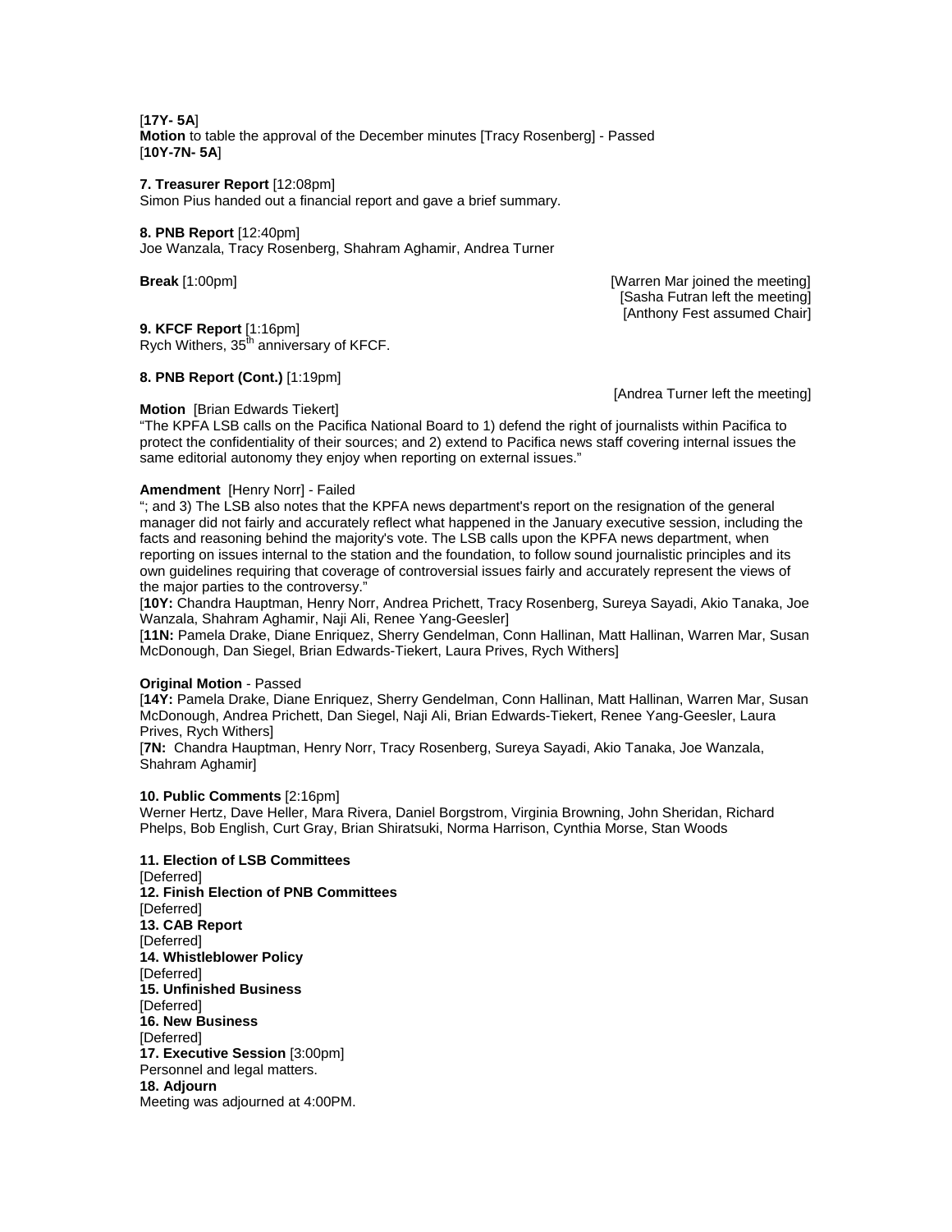[**17Y- 5A**]
**Motion** to table the approval of the December minutes [Tracy Rosenberg] - Passed
[**10Y-7N- 5A**]

**7. Treasurer Report** [12:08pm]
Simon Pius handed out a financial report and gave a brief summary.

**8. PNB Report** [12:40pm]
Joe Wanzala, Tracy Rosenberg, Shahram Aghamir, Andrea Turner

**Break** [1:00pm]

[Warren Mar joined the meeting]
[Sasha Futran left the meeting]
[Anthony Fest assumed Chair]

**9. KFCF Report** [1:16pm]
Rych Withers, 35th anniversary of KFCF.

**8. PNB Report (Cont.)** [1:19pm]

[Andrea Turner left the meeting]

**Motion** [Brian Edwards Tiekert]
"The KPFA LSB calls on the Pacifica National Board to 1) defend the right of journalists within Pacifica to protect the confidentiality of their sources; and 2) extend to Pacifica news staff covering internal issues the same editorial autonomy they enjoy when reporting on external issues."

**Amendment** [Henry Norr] - Failed
"; and 3) The LSB also notes that the KPFA news department's report on the resignation of the general manager did not fairly and accurately reflect what happened in the January executive session, including the facts and reasoning behind the majority's vote. The LSB calls upon the KPFA news department, when reporting on issues internal to the station and the foundation, to follow sound journalistic principles and its own guidelines requiring that coverage of controversial issues fairly and accurately represent the views of the major parties to the controversy."
[**10Y:** Chandra Hauptman, Henry Norr, Andrea Prichett, Tracy Rosenberg, Sureya Sayadi, Akio Tanaka, Joe Wanzala, Shahram Aghamir, Naji Ali, Renee Yang-Geesler]
[**11N:** Pamela Drake, Diane Enriquez, Sherry Gendelman, Conn Hallinan, Matt Hallinan, Warren Mar, Susan McDonough, Dan Siegel, Brian Edwards-Tiekert, Laura Prives, Rych Withers]

**Original Motion** - Passed
[**14Y:** Pamela Drake, Diane Enriquez, Sherry Gendelman, Conn Hallinan, Matt Hallinan, Warren Mar, Susan McDonough, Andrea Prichett, Dan Siegel, Naji Ali, Brian Edwards-Tiekert, Renee Yang-Geesler, Laura Prives, Rych Withers]
[**7N:** Chandra Hauptman, Henry Norr, Tracy Rosenberg, Sureya Sayadi, Akio Tanaka, Joe Wanzala, Shahram Aghamir]

**10. Public Comments** [2:16pm]
Werner Hertz, Dave Heller, Mara Rivera, Daniel Borgstrom, Virginia Browning, John Sheridan, Richard Phelps, Bob English, Curt Gray, Brian Shiratsuki, Norma Harrison, Cynthia Morse, Stan Woods

**11. Election of LSB Committees**
[Deferred]
**12. Finish Election of PNB Committees**
[Deferred]
**13. CAB Report**
[Deferred]
**14. Whistleblower Policy**
[Deferred]
**15. Unfinished Business**
[Deferred]
**16. New Business**
[Deferred]
**17. Executive Session** [3:00pm]
Personnel and legal matters.
**18. Adjourn**
Meeting was adjourned at 4:00PM.